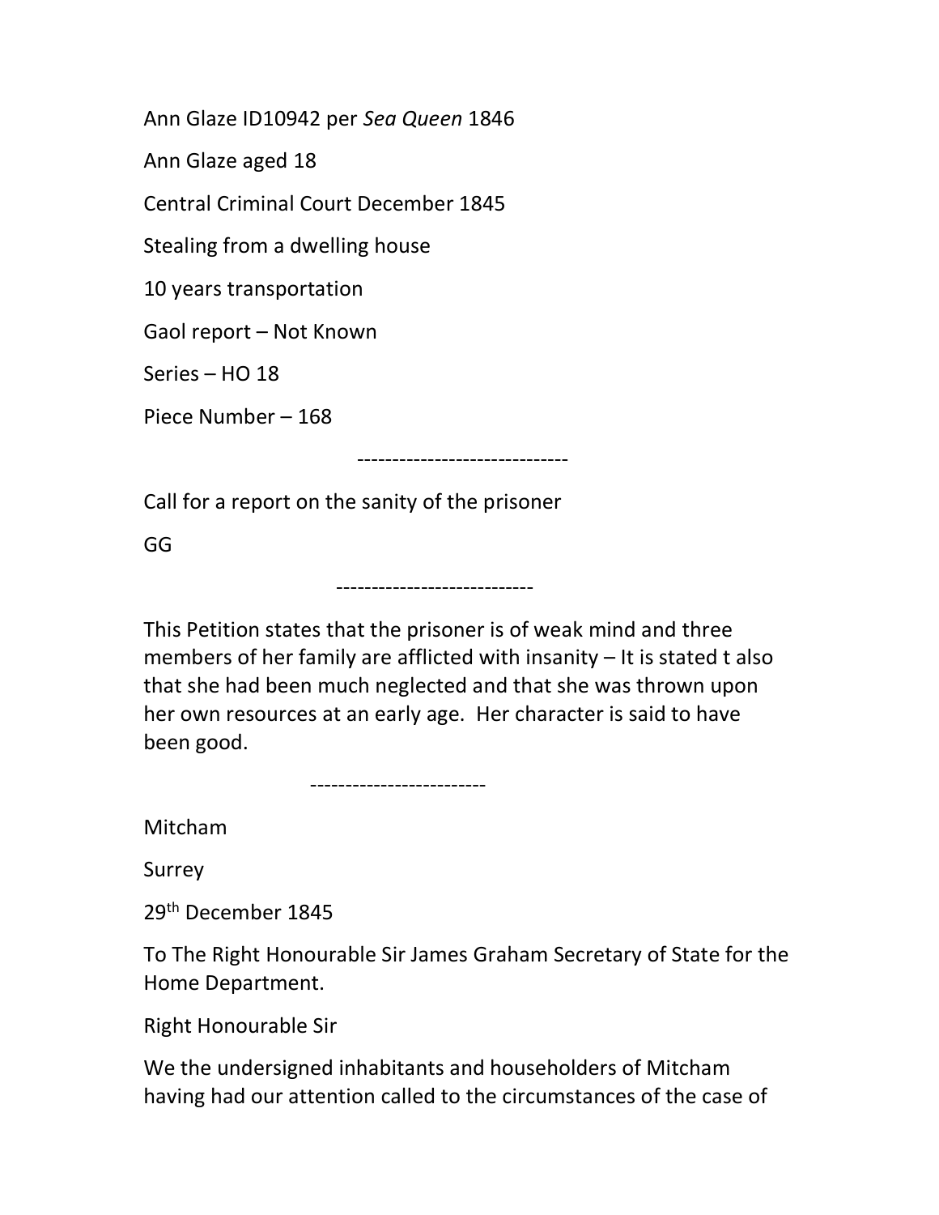Ann Glaze ID10942 per *Sea Queen* 1846

Ann Glaze aged 18

Central Criminal Court December 1845

Stealing from a dwelling house

10 years transportation

Gaol report – Not Known

Series – HO 18

Piece Number – 168

------------------------------

Call for a report on the sanity of the prisoner

GG

----------------------------

This Petition states that the prisoner is of weak mind and three members of her family are afflicted with insanity – It is stated t also that she had been much neglected and that she was thrown upon her own resources at an early age. Her character is said to have been good.

-------------------------

Mitcham

Surrey

29th December 1845

To The Right Honourable Sir James Graham Secretary of State for the Home Department.

Right Honourable Sir

We the undersigned inhabitants and householders of Mitcham having had our attention called to the circumstances of the case of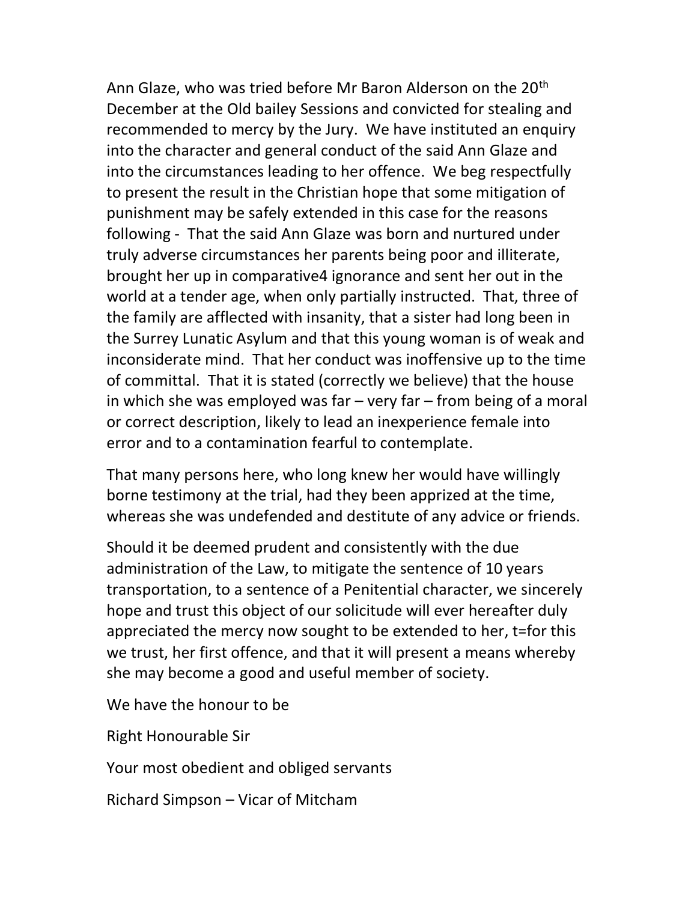Ann Glaze, who was tried before Mr Baron Alderson on the 20th December at the Old bailey Sessions and convicted for stealing and recommended to mercy by the Jury. We have instituted an enquiry into the character and general conduct of the said Ann Glaze and into the circumstances leading to her offence. We beg respectfully to present the result in the Christian hope that some mitigation of punishment may be safely extended in this case for the reasons following - That the said Ann Glaze was born and nurtured under truly adverse circumstances her parents being poor and illiterate, brought her up in comparative4 ignorance and sent her out in the world at a tender age, when only partially instructed. That, three of the family are affected with insanity, that a sister had long been in the Surrey Lunatic Asylum and that this young woman is of weak and inconsiderate mind. That her conduct was inoffensive up to the time of committal. That it is stated (correctly we believe) that the house in which she was employed was far – very far – from being of a moral or correct description, likely to lead an inexperience female into error and to a contamination fearful to contemplate.

That many persons here, who long knew her would have willingly borne testimony at the trial, had they been apprized at the time, whereas she was undefended and destitute of any advice or friends.

Should it be deemed prudent and consistently with the due administration of the Law, to mitigate the sentence of 10 years transportation, to a sentence of a Penitential character, we sincerely hope and trust this object of our solicitude will ever hereafter duly appreciated the mercy now sought to be extended to her, t=for this we trust, her first offence, and that it will present a means whereby she may become a good and useful member of society.

We have the honour to be

Right Honourable Sir

Your most obedient and obliged servants

Richard Simpson – Vicar of Mitcham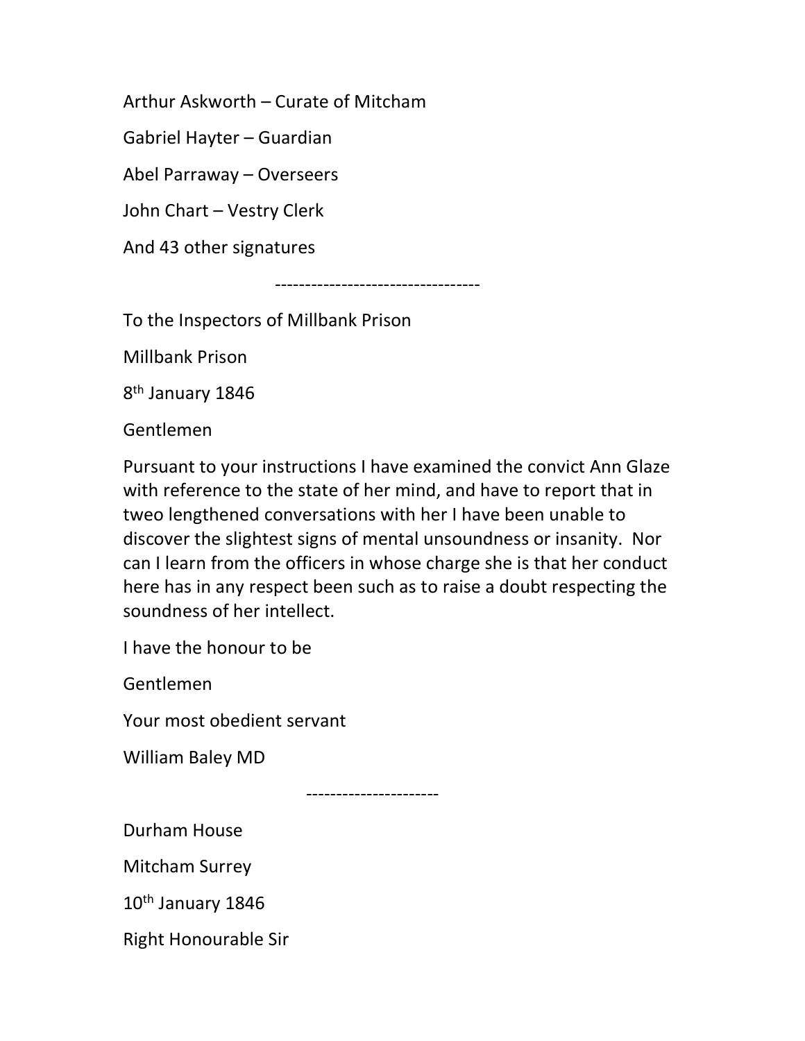Arthur Askworth – Curate of Mitcham

Gabriel Hayter – Guardian

Abel Parraway – Overseers

John Chart – Vestry Clerk

And 43 other signatures

---

To the Inspectors of Millbank Prison

Millbank Prison

8th January 1846

Gentlemen

Pursuant to your instructions I have examined the convict Ann Glaze with reference to the state of her mind, and have to report that in tweo lengthened conversations with her I have been unable to discover the slightest signs of mental unsoundness or insanity. Nor can I learn from the officers in whose charge she is that her conduct here has in any respect been such as to raise a doubt respecting the soundness of her intellect.

I have the honour to be

Gentlemen

Your most obedient servant

William Baley MD

---

Durham House

Mitcham Surrey

10th January 1846

Right Honourable Sir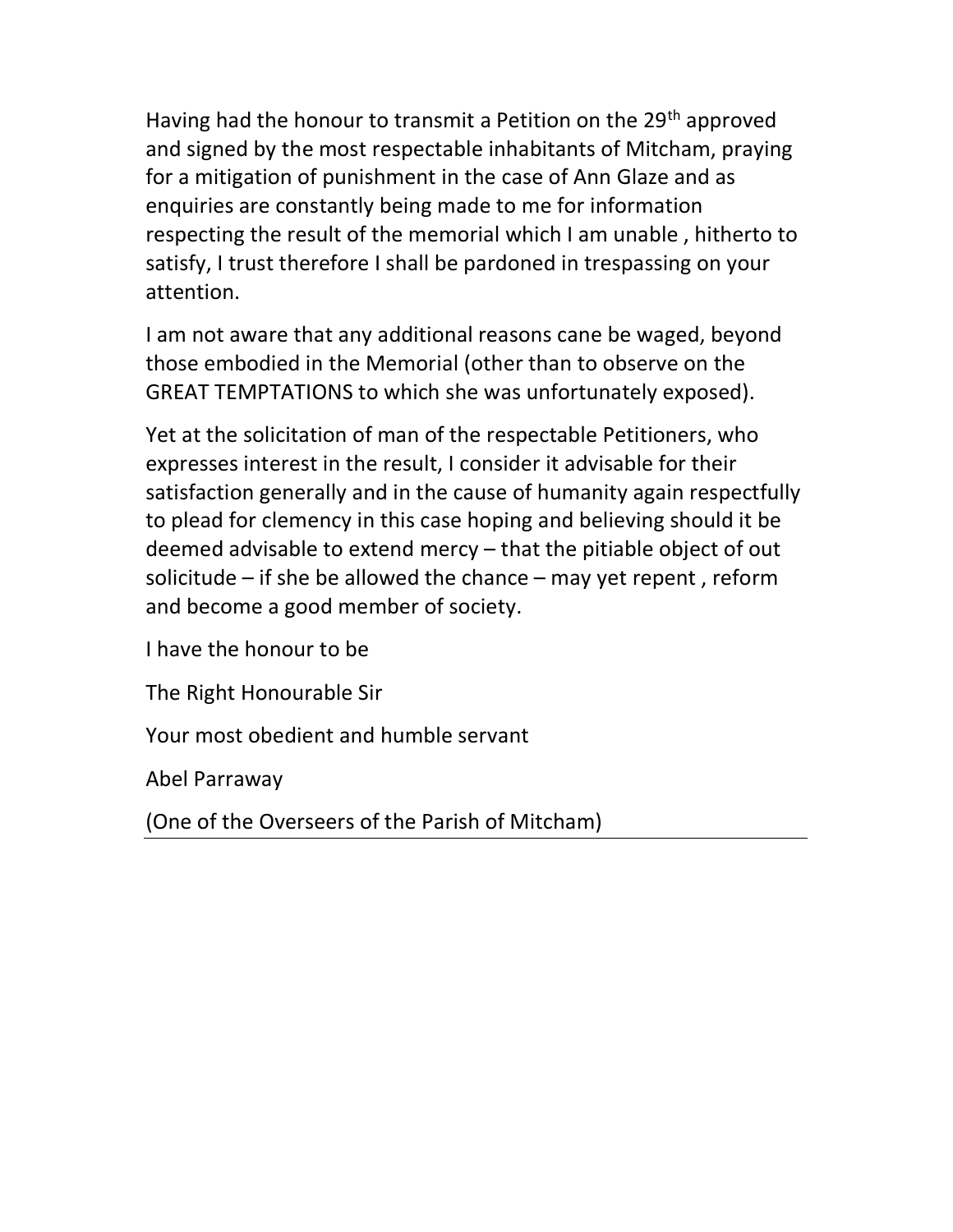Having had the honour to transmit a Petition on the 29th approved and signed by the most respectable inhabitants of Mitcham, praying for a mitigation of punishment in the case of Ann Glaze and as enquiries are constantly being made to me for information respecting the result of the memorial which I am unable , hitherto to satisfy, I trust therefore I shall be pardoned in trespassing on your attention.

I am not aware that any additional reasons cane be waged, beyond those embodied in the Memorial (other than to observe on the GREAT TEMPTATIONS to which she was unfortunately exposed).

Yet at the solicitation of man of the respectable Petitioners, who expresses interest in the result, I consider it advisable for their satisfaction generally and in the cause of humanity again respectfully to plead for clemency in this case hoping and believing should it be deemed advisable to extend mercy – that the pitiable object of out solicitude – if she be allowed the chance – may yet repent , reform and become a good member of society.

I have the honour to be

The Right Honourable Sir

Your most obedient and humble servant

Abel Parraway

(One of the Overseers of the Parish of Mitcham)

---